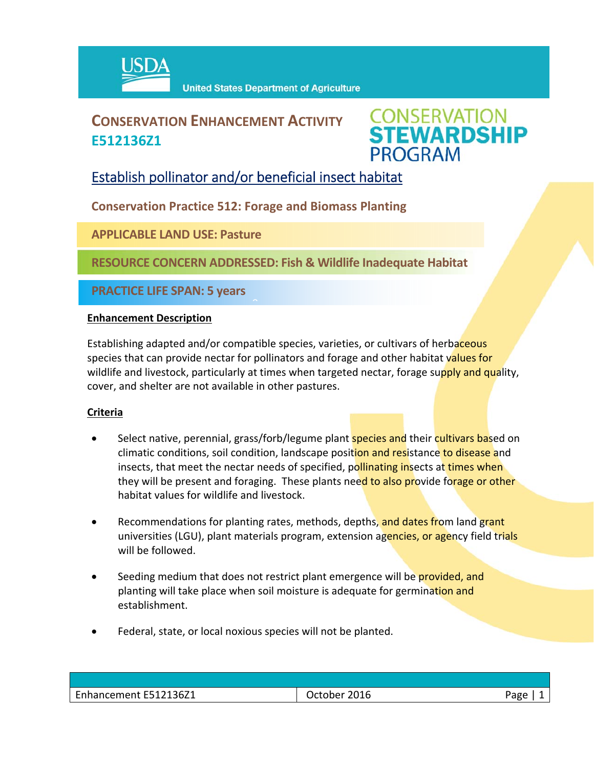USDA United States Department of Agriculture

# CONSERVATION ENHANCEMENT ACTIVITY E512136Z1

CONSERVATION STEWARDSHIP PROGRAM

## Establish pollinator and/or beneficial insect habitat

**Conservation Practice 512: Forage and Biomass Planting**

**APPLICABLE LAND USE: Pasture**

**RESOURCE CONCERN ADDRESSED: Fish & Wildlife Inadequate Habitat**

**PRACTICE LIFE SPAN: 5 years**

**Enhancement Description**

Establishing adapted and/or compatible species, varieties, or cultivars of herbaceous species that can provide nectar for pollinators and forage and other habitat values for wildlife and livestock, particularly at times when targeted nectar, forage supply and quality, cover, and shelter are not available in other pastures.

**Criteria**

- Select native, perennial, grass/forb/legume plant species and their cultivars based on climatic conditions, soil condition, landscape position and resistance to disease and insects, that meet the nectar needs of specified, pollinating insects at times when they will be present and foraging. These plants need to also provide forage or other habitat values for wildlife and livestock.
- Recommendations for planting rates, methods, depths, and dates from land grant universities (LGU), plant materials program, extension agencies, or agency field trials will be followed.
- Seeding medium that does not restrict plant emergence will be provided, and planting will take place when soil moisture is adequate for germination and establishment.
- Federal, state, or local noxious species will not be planted.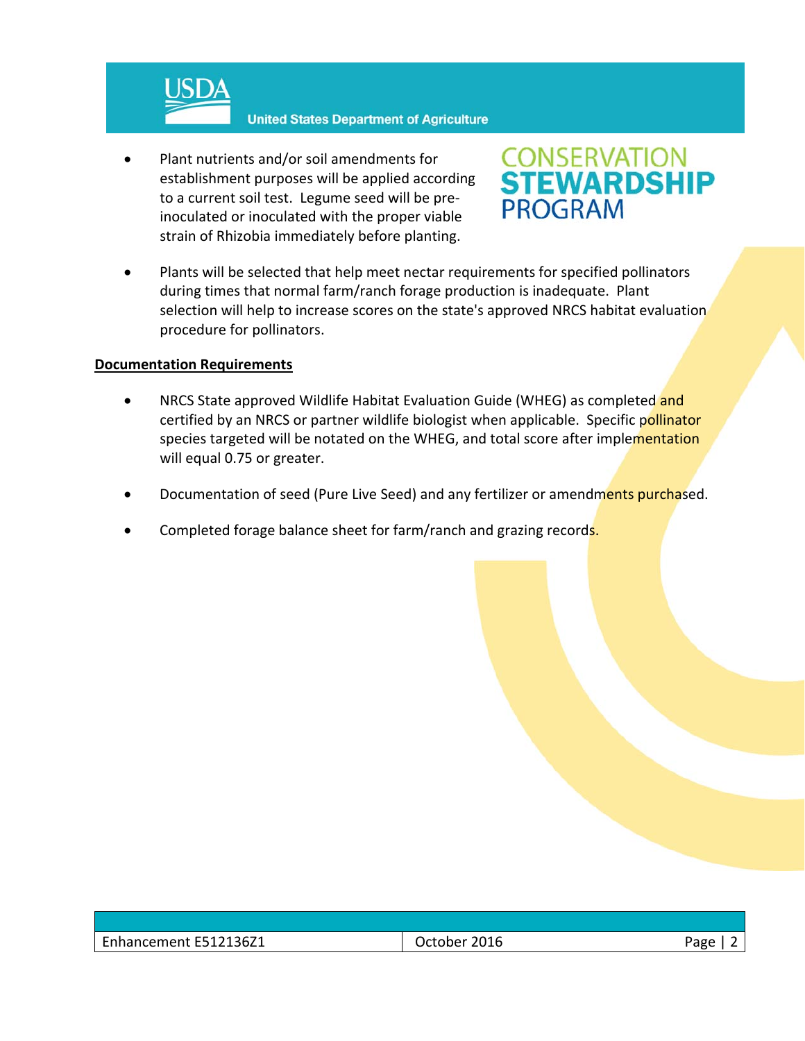- Plant nutrients and/or soil amendments for establishment purposes will be applied according to a current soil test. Legume seed will be pre-inoculated or inoculated with the proper viable strain of Rhizobia immediately before planting.

- Plants will be selected that help meet nectar requirements for specified pollinators during times that normal farm/ranch forage production is inadequate. Plant selection will help to increase scores on the state's approved NRCS habitat evaluation procedure for pollinators.

**Documentation Requirements**

- NRCS State approved Wildlife Habitat Evaluation Guide (WHEG) as completed and certified by an NRCS or partner wildlife biologist when applicable. Specific pollinator species targeted will be notated on the WHEG, and total score after implementation will equal 0.75 or greater.

- Documentation of seed (Pure Live Seed) and any fertilizer or amendments purchased.

- Completed forage balance sheet for farm/ranch and grazing records.